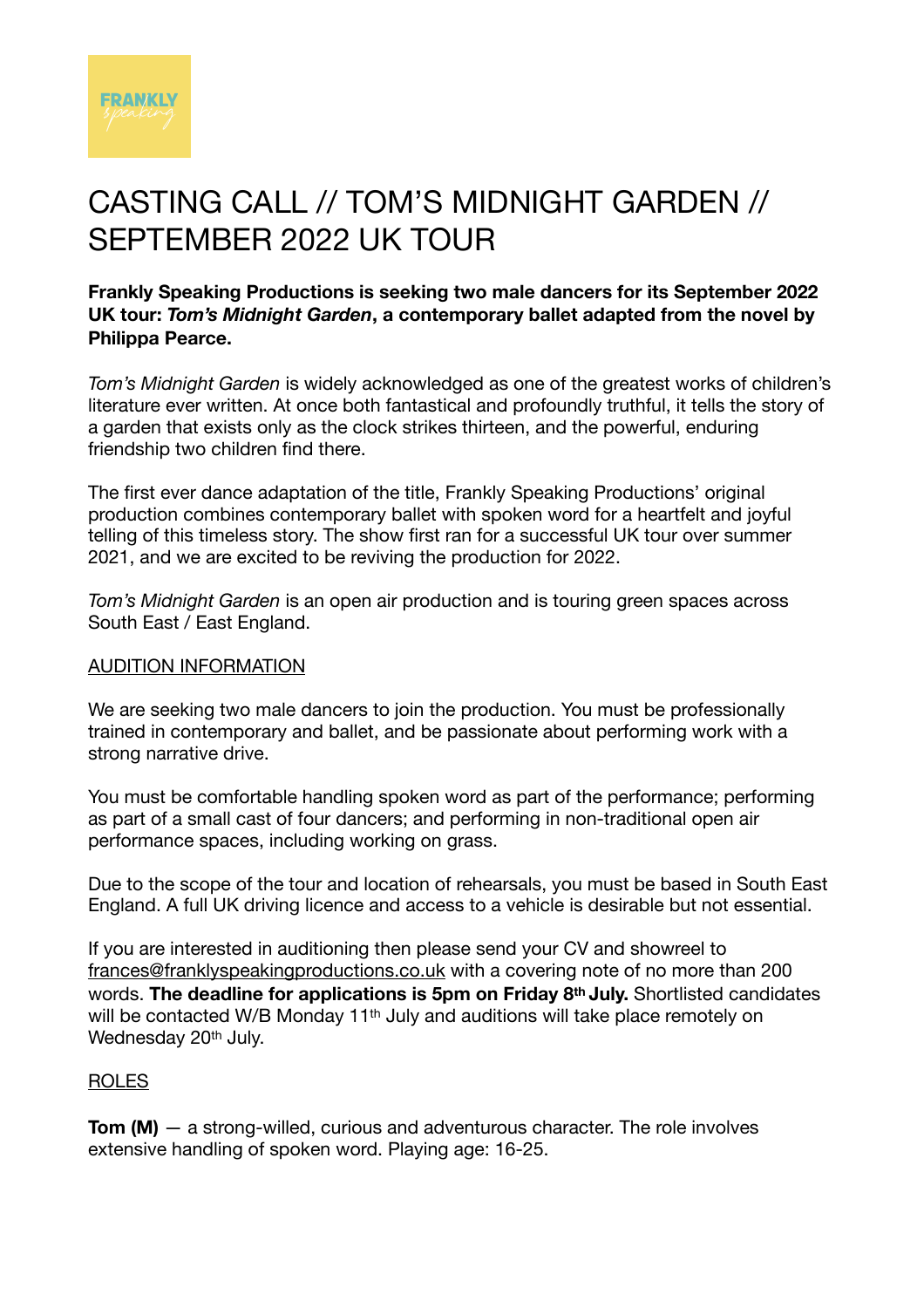# CASTING CALL // TOM'S MIDNIGHT GARDEN // SEPTEMBER 2022 UK TOUR

**Frankly Speaking Productions is seeking two male dancers for its September 2022 UK tour: *Tom's Midnight Garden*, a contemporary ballet adapted from the novel by Philippa Pearce.**

*Tom's Midnight Garden* is widely acknowledged as one of the greatest works of children's literature ever written. At once both fantastical and profoundly truthful, it tells the story of a garden that exists only as the clock strikes thirteen, and the powerful, enduring friendship two children find there.

The first ever dance adaptation of the title, Frankly Speaking Productions' original production combines contemporary ballet with spoken word for a heartfelt and joyful telling of this timeless story. The show first ran for a successful UK tour over summer 2021, and we are excited to be reviving the production for 2022.

*Tom's Midnight Garden* is an open air production and is touring green spaces across South East / East England.

## AUDITION INFORMATION

We are seeking two male dancers to join the production. You must be professionally trained in contemporary and ballet, and be passionate about performing work with a strong narrative drive.

You must be comfortable handling spoken word as part of the performance; performing as part of a small cast of four dancers; and performing in non-traditional open air performance spaces, including working on grass.

Due to the scope of the tour and location of rehearsals, you must be based in South East England. A full UK driving licence and access to a vehicle is desirable but not essential.

If you are interested in auditioning then please send your CV and showreel to frances@franklyspeakingproductions.co.uk with a covering note of no more than 200 words. **The deadline for applications is 5pm on Friday 8th July.** Shortlisted candidates will be contacted W/B Monday 11th July and auditions will take place remotely on Wednesday 20th July.

## ROLES

**Tom (M)** — a strong-willed, curious and adventurous character. The role involves extensive handling of spoken word. Playing age: 16-25.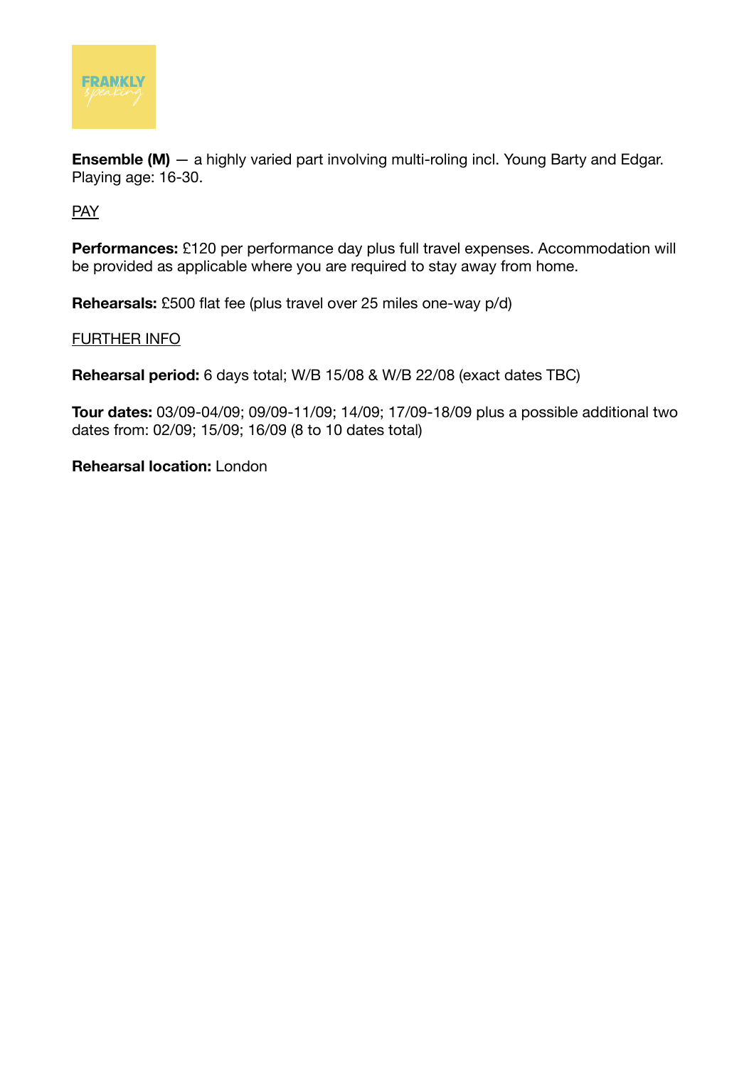**Ensemble (M)** — a highly varied part involving multi-roling incl. Young Barty and Edgar. Playing age: 16-30.

<u>PAY</u>

**Performances:** £120 per performance day plus full travel expenses. Accommodation will be provided as applicable where you are required to stay away from home.

**Rehearsals:** £500 flat fee (plus travel over 25 miles one-way p/d)

<u>FURTHER INFO</u>

**Rehearsal period:** 6 days total; W/B 15/08 & W/B 22/08 (exact dates TBC)

**Tour dates:** 03/09-04/09; 09/09-11/09; 14/09; 17/09-18/09 plus a possible additional two dates from: 02/09; 15/09; 16/09 (8 to 10 dates total)

**Rehearsal location:** London